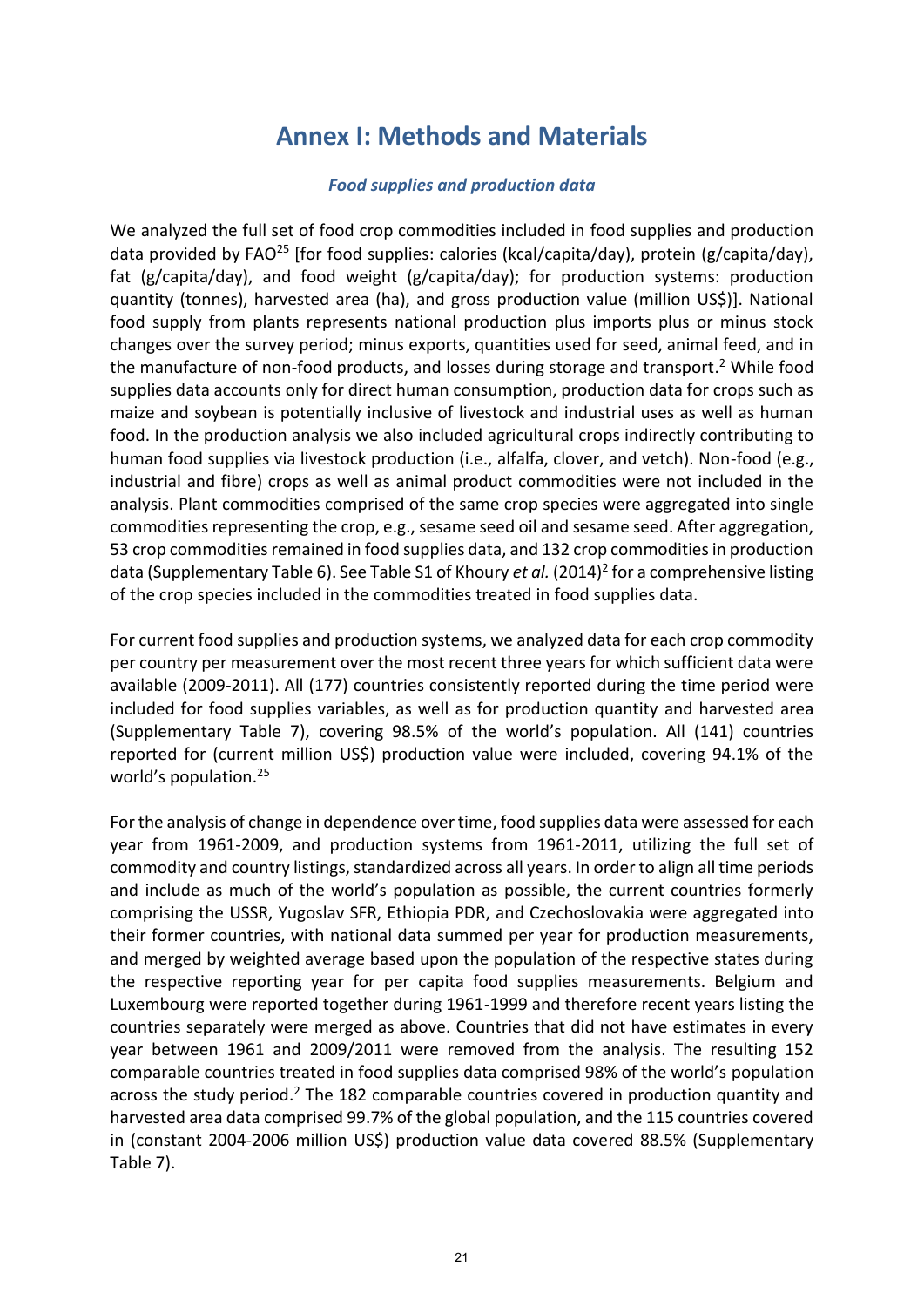# Annex I: Methods and Materials

### *Food supplies and production data*

We analyzed the full set of food crop commodities included in food supplies and production data provided by FAO[25] [for food supplies: calories (kcal/capita/day), protein (g/capita/day), fat (g/capita/day), and food weight (g/capita/day); for production systems: production quantity (tonnes), harvested area (ha), and gross production value (million US$)]. National food supply from plants represents national production plus imports plus or minus stock changes over the survey period; minus exports, quantities used for seed, animal feed, and in the manufacture of non-food products, and losses during storage and transport.[2] While food supplies data accounts only for direct human consumption, production data for crops such as maize and soybean is potentially inclusive of livestock and industrial uses as well as human food. In the production analysis we also included agricultural crops indirectly contributing to human food supplies via livestock production (i.e., alfalfa, clover, and vetch). Non-food (e.g., industrial and fibre) crops as well as animal product commodities were not included in the analysis. Plant commodities comprised of the same crop species were aggregated into single commodities representing the crop, e.g., sesame seed oil and sesame seed. After aggregation, 53 crop commodities remained in food supplies data, and 132 crop commodities in production data (Supplementary Table 6). See Table S1 of Khoury *et al.* (2014)[2] for a comprehensive listing of the crop species included in the commodities treated in food supplies data.

For current food supplies and production systems, we analyzed data for each crop commodity per country per measurement over the most recent three years for which sufficient data were available (2009-2011). All (177) countries consistently reported during the time period were included for food supplies variables, as well as for production quantity and harvested area (Supplementary Table 7), covering 98.5% of the world's population. All (141) countries reported for (current million US$) production value were included, covering 94.1% of the world's population.[25]

For the analysis of change in dependence over time, food supplies data were assessed for each year from 1961-2009, and production systems from 1961-2011, utilizing the full set of commodity and country listings, standardized across all years. In order to align all time periods and include as much of the world's population as possible, the current countries formerly comprising the USSR, Yugoslav SFR, Ethiopia PDR, and Czechoslovakia were aggregated into their former countries, with national data summed per year for production measurements, and merged by weighted average based upon the population of the respective states during the respective reporting year for per capita food supplies measurements. Belgium and Luxembourg were reported together during 1961-1999 and therefore recent years listing the countries separately were merged as above. Countries that did not have estimates in every year between 1961 and 2009/2011 were removed from the analysis. The resulting 152 comparable countries treated in food supplies data comprised 98% of the world's population across the study period.[2] The 182 comparable countries covered in production quantity and harvested area data comprised 99.7% of the global population, and the 115 countries covered in (constant 2004-2006 million US$) production value data covered 88.5% (Supplementary Table 7).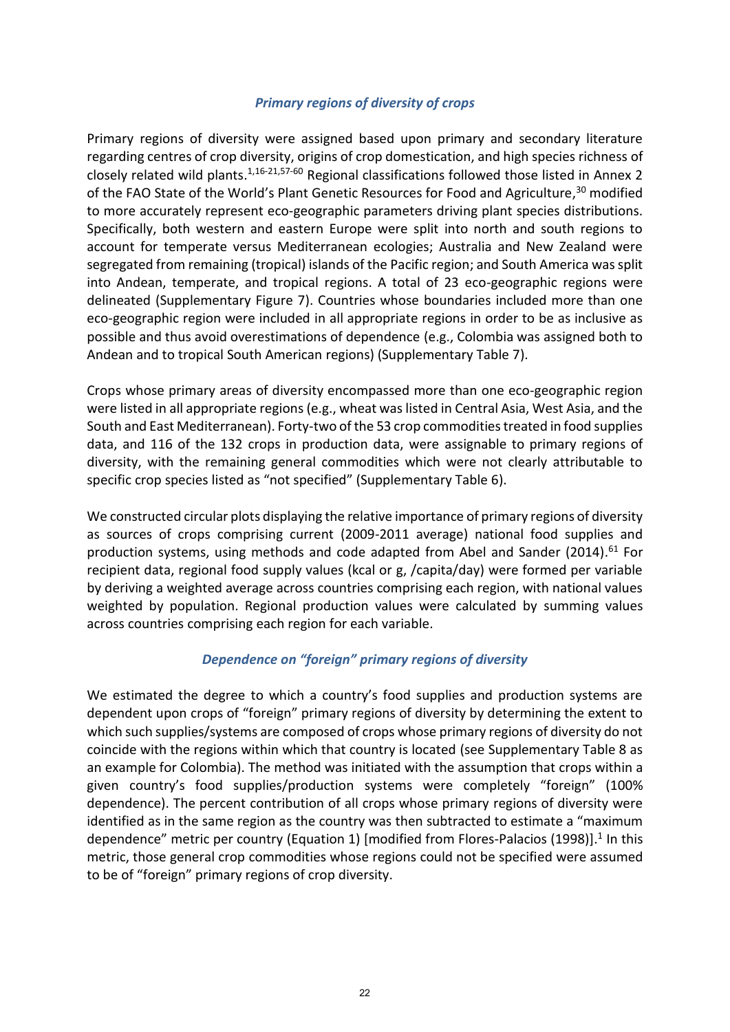### *Primary regions of diversity of crops*

Primary regions of diversity were assigned based upon primary and secondary literature regarding centres of crop diversity, origins of crop domestication, and high species richness of closely related wild plants.[1,16-21,57-60] Regional classifications followed those listed in Annex 2 of the FAO State of the World's Plant Genetic Resources for Food and Agriculture,[30] modified to more accurately represent eco-geographic parameters driving plant species distributions. Specifically, both western and eastern Europe were split into north and south regions to account for temperate versus Mediterranean ecologies; Australia and New Zealand were segregated from remaining (tropical) islands of the Pacific region; and South America was split into Andean, temperate, and tropical regions. A total of 23 eco-geographic regions were delineated (Supplementary Figure 7). Countries whose boundaries included more than one eco-geographic region were included in all appropriate regions in order to be as inclusive as possible and thus avoid overestimations of dependence (e.g., Colombia was assigned both to Andean and to tropical South American regions) (Supplementary Table 7).

Crops whose primary areas of diversity encompassed more than one eco-geographic region were listed in all appropriate regions (e.g., wheat was listed in Central Asia, West Asia, and the South and East Mediterranean). Forty-two of the 53 crop commodities treated in food supplies data, and 116 of the 132 crops in production data, were assignable to primary regions of diversity, with the remaining general commodities which were not clearly attributable to specific crop species listed as "not specified" (Supplementary Table 6).

We constructed circular plots displaying the relative importance of primary regions of diversity as sources of crops comprising current (2009-2011 average) national food supplies and production systems, using methods and code adapted from Abel and Sander (2014).[61] For recipient data, regional food supply values (kcal or g, /capita/day) were formed per variable by deriving a weighted average across countries comprising each region, with national values weighted by population. Regional production values were calculated by summing values across countries comprising each region for each variable.

### *Dependence on "foreign" primary regions of diversity*

We estimated the degree to which a country's food supplies and production systems are dependent upon crops of "foreign" primary regions of diversity by determining the extent to which such supplies/systems are composed of crops whose primary regions of diversity do not coincide with the regions within which that country is located (see Supplementary Table 8 as an example for Colombia). The method was initiated with the assumption that crops within a given country's food supplies/production systems were completely "foreign" (100% dependence). The percent contribution of all crops whose primary regions of diversity were identified as in the same region as the country was then subtracted to estimate a "maximum dependence" metric per country (Equation 1) [modified from Flores-Palacios (1998)].[1] In this metric, those general crop commodities whose regions could not be specified were assumed to be of "foreign" primary regions of crop diversity.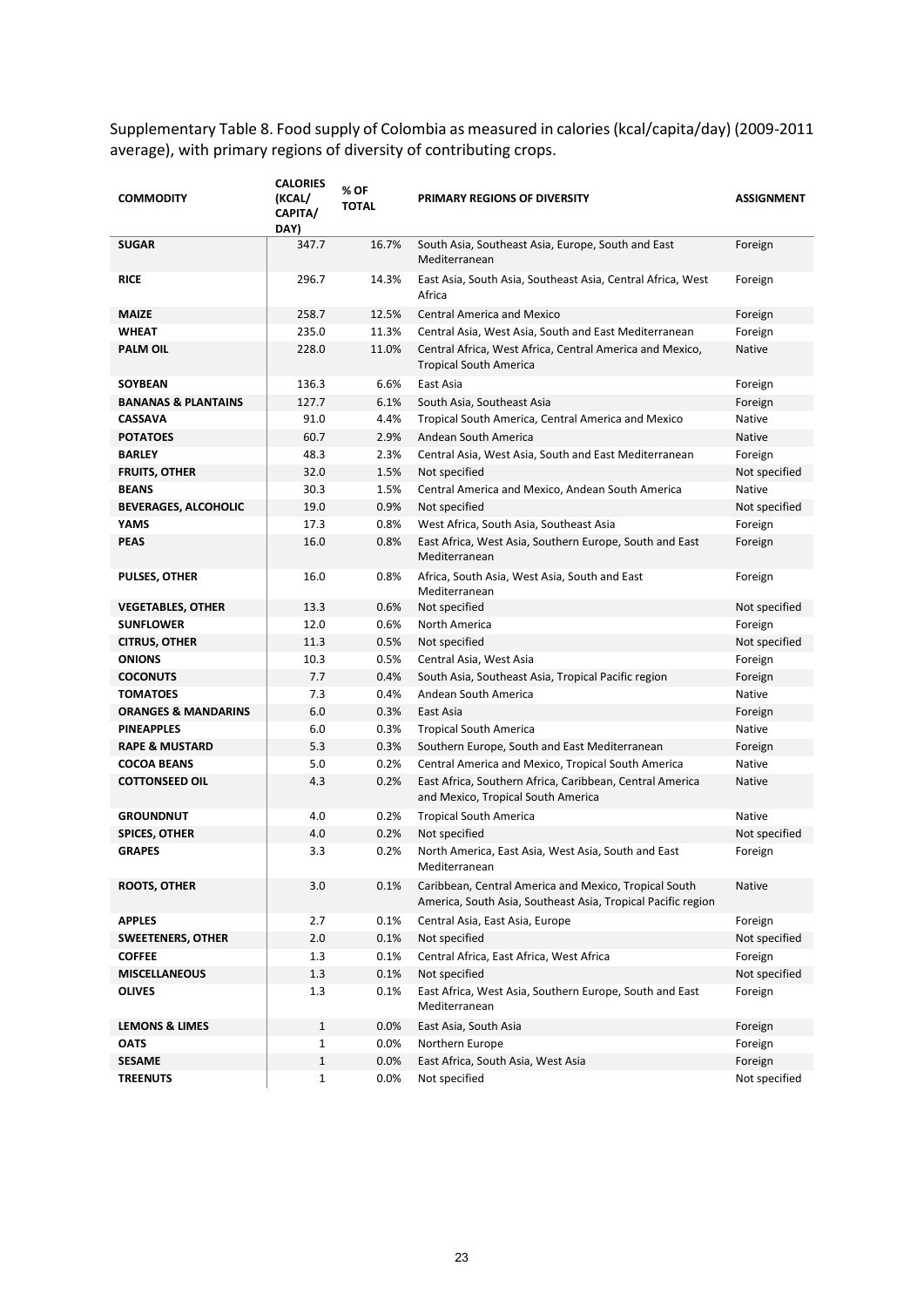Supplementary Table 8. Food supply of Colombia as measured in calories (kcal/capita/day) (2009-2011 average), with primary regions of diversity of contributing crops.

| COMMODITY | CALORIES (KCAL/ CAPITA/ DAY) | % OF TOTAL | PRIMARY REGIONS OF DIVERSITY | ASSIGNMENT |
|---|---|---|---|---|
| **SUGAR** | 347.7 | 16.7% | South Asia, Southeast Asia, Europe, South and East Mediterranean | Foreign |
| **RICE** | 296.7 | 14.3% | East Asia, South Asia, Southeast Asia, Central Africa, West Africa | Foreign |
| **MAIZE** | 258.7 | 12.5% | Central America and Mexico | Foreign |
| **WHEAT** | 235.0 | 11.3% | Central Asia, West Asia, South and East Mediterranean | Foreign |
| **PALM OIL** | 228.0 | 11.0% | Central Africa, West Africa, Central America and Mexico, Tropical South America | Native |
| **SOYBEAN** | 136.3 | 6.6% | East Asia | Foreign |
| **BANANAS & PLANTAINS** | 127.7 | 6.1% | South Asia, Southeast Asia | Foreign |
| **CASSAVA** | 91.0 | 4.4% | Tropical South America, Central America and Mexico | Native |
| **POTATOES** | 60.7 | 2.9% | Andean South America | Native |
| **BARLEY** | 48.3 | 2.3% | Central Asia, West Asia, South and East Mediterranean | Foreign |
| **FRUITS, OTHER** | 32.0 | 1.5% | Not specified | Not specified |
| **BEANS** | 30.3 | 1.5% | Central America and Mexico, Andean South America | Native |
| **BEVERAGES, ALCOHOLIC** | 19.0 | 0.9% | Not specified | Not specified |
| **YAMS** | 17.3 | 0.8% | West Africa, South Asia, Southeast Asia | Foreign |
| **PEAS** | 16.0 | 0.8% | East Africa, West Asia, Southern Europe, South and East Mediterranean | Foreign |
| **PULSES, OTHER** | 16.0 | 0.8% | Africa, South Asia, West Asia, South and East Mediterranean | Foreign |
| **VEGETABLES, OTHER** | 13.3 | 0.6% | Not specified | Not specified |
| **SUNFLOWER** | 12.0 | 0.6% | North America | Foreign |
| **CITRUS, OTHER** | 11.3 | 0.5% | Not specified | Not specified |
| **ONIONS** | 10.3 | 0.5% | Central Asia, West Asia | Foreign |
| **COCONUTS** | 7.7 | 0.4% | South Asia, Southeast Asia, Tropical Pacific region | Foreign |
| **TOMATOES** | 7.3 | 0.4% | Andean South America | Native |
| **ORANGES & MANDARINS** | 6.0 | 0.3% | East Asia | Foreign |
| **PINEAPPLES** | 6.0 | 0.3% | Tropical South America | Native |
| **RAPE & MUSTARD** | 5.3 | 0.3% | Southern Europe, South and East Mediterranean | Foreign |
| **COCOA BEANS** | 5.0 | 0.2% | Central America and Mexico, Tropical South America | Native |
| **COTTONSEED OIL** | 4.3 | 0.2% | East Africa, Southern Africa, Caribbean, Central America and Mexico, Tropical South America | Native |
| **GROUNDNUT** | 4.0 | 0.2% | Tropical South America | Native |
| **SPICES, OTHER** | 4.0 | 0.2% | Not specified | Not specified |
| **GRAPES** | 3.3 | 0.2% | North America, East Asia, West Asia, South and East Mediterranean | Foreign |
| **ROOTS, OTHER** | 3.0 | 0.1% | Caribbean, Central America and Mexico, Tropical South America, South Asia, Southeast Asia, Tropical Pacific region | Native |
| **APPLES** | 2.7 | 0.1% | Central Asia, East Asia, Europe | Foreign |
| **SWEETENERS, OTHER** | 2.0 | 0.1% | Not specified | Not specified |
| **COFFEE** | 1.3 | 0.1% | Central Africa, East Africa, West Africa | Foreign |
| **MISCELLANEOUS** | 1.3 | 0.1% | Not specified | Not specified |
| **OLIVES** | 1.3 | 0.1% | East Africa, West Asia, Southern Europe, South and East Mediterranean | Foreign |
| **LEMONS & LIMES** | 1 | 0.0% | East Asia, South Asia | Foreign |
| **OATS** | 1 | 0.0% | Northern Europe | Foreign |
| **SESAME** | 1 | 0.0% | East Africa, South Asia, West Asia | Foreign |
| **TREENUTS** | 1 | 0.0% | Not specified | Not specified |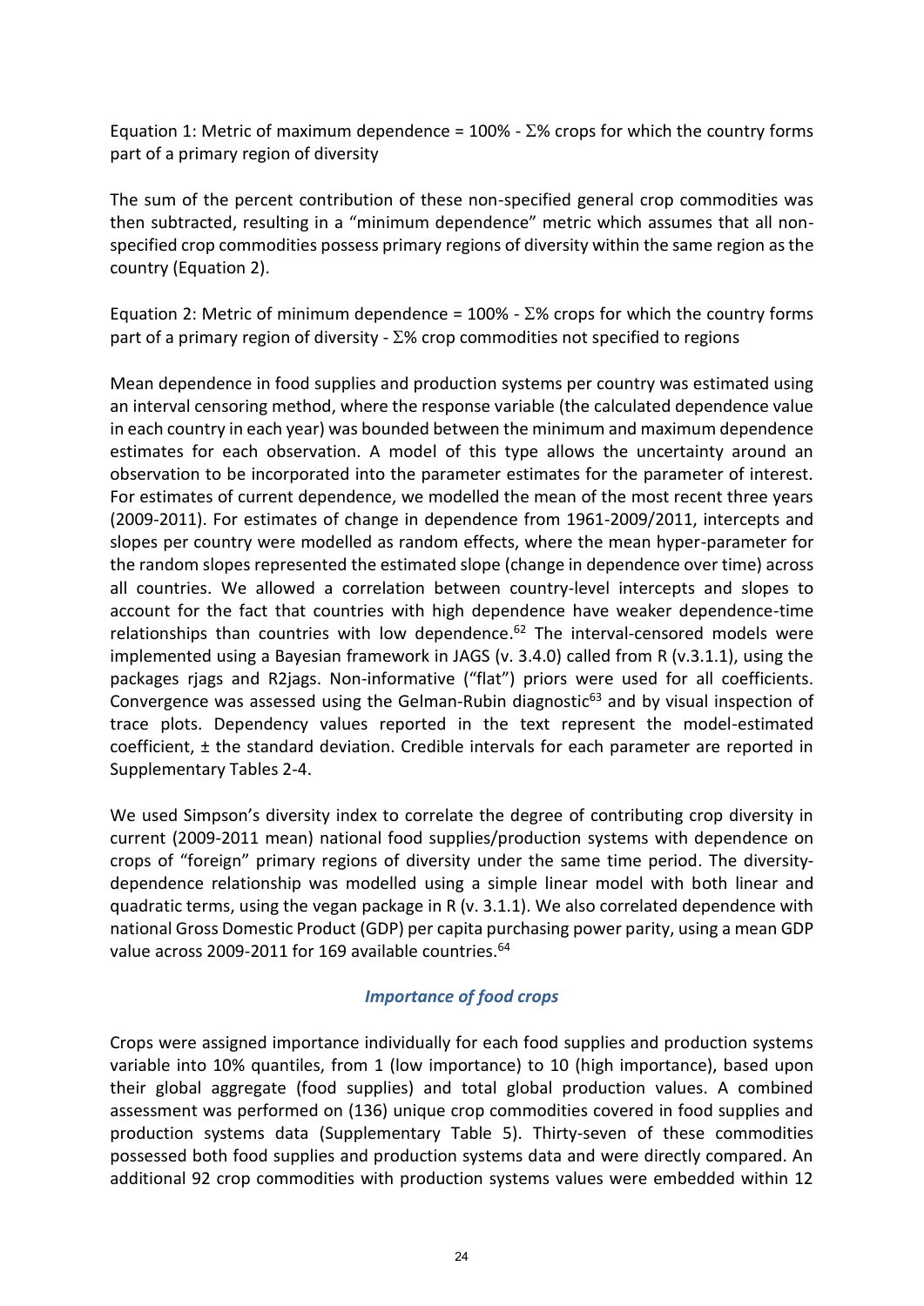Equation 1: Metric of maximum dependence = 100% - Σ% crops for which the country forms part of a primary region of diversity

The sum of the percent contribution of these non-specified general crop commodities was then subtracted, resulting in a "minimum dependence" metric which assumes that all non-specified crop commodities possess primary regions of diversity within the same region as the country (Equation 2).

Equation 2: Metric of minimum dependence = 100% - Σ% crops for which the country forms part of a primary region of diversity - Σ% crop commodities not specified to regions

Mean dependence in food supplies and production systems per country was estimated using an interval censoring method, where the response variable (the calculated dependence value in each country in each year) was bounded between the minimum and maximum dependence estimates for each observation. A model of this type allows the uncertainty around an observation to be incorporated into the parameter estimates for the parameter of interest. For estimates of current dependence, we modelled the mean of the most recent three years (2009-2011). For estimates of change in dependence from 1961-2009/2011, intercepts and slopes per country were modelled as random effects, where the mean hyper-parameter for the random slopes represented the estimated slope (change in dependence over time) across all countries. We allowed a correlation between country-level intercepts and slopes to account for the fact that countries with high dependence have weaker dependence-time relationships than countries with low dependence.[62] The interval-censored models were implemented using a Bayesian framework in JAGS (v. 3.4.0) called from R (v.3.1.1), using the packages rjags and R2jags. Non-informative ("flat") priors were used for all coefficients. Convergence was assessed using the Gelman-Rubin diagnostic[63] and by visual inspection of trace plots. Dependency values reported in the text represent the model-estimated coefficient, ± the standard deviation. Credible intervals for each parameter are reported in Supplementary Tables 2-4.

We used Simpson's diversity index to correlate the degree of contributing crop diversity in current (2009-2011 mean) national food supplies/production systems with dependence on crops of "foreign" primary regions of diversity under the same time period. The diversity-dependence relationship was modelled using a simple linear model with both linear and quadratic terms, using the vegan package in R (v. 3.1.1). We also correlated dependence with national Gross Domestic Product (GDP) per capita purchasing power parity, using a mean GDP value across 2009-2011 for 169 available countries.[64]

### *Importance of food crops*

Crops were assigned importance individually for each food supplies and production systems variable into 10% quantiles, from 1 (low importance) to 10 (high importance), based upon their global aggregate (food supplies) and total global production values. A combined assessment was performed on (136) unique crop commodities covered in food supplies and production systems data (Supplementary Table 5). Thirty-seven of these commodities possessed both food supplies and production systems data and were directly compared. An additional 92 crop commodities with production systems values were embedded within 12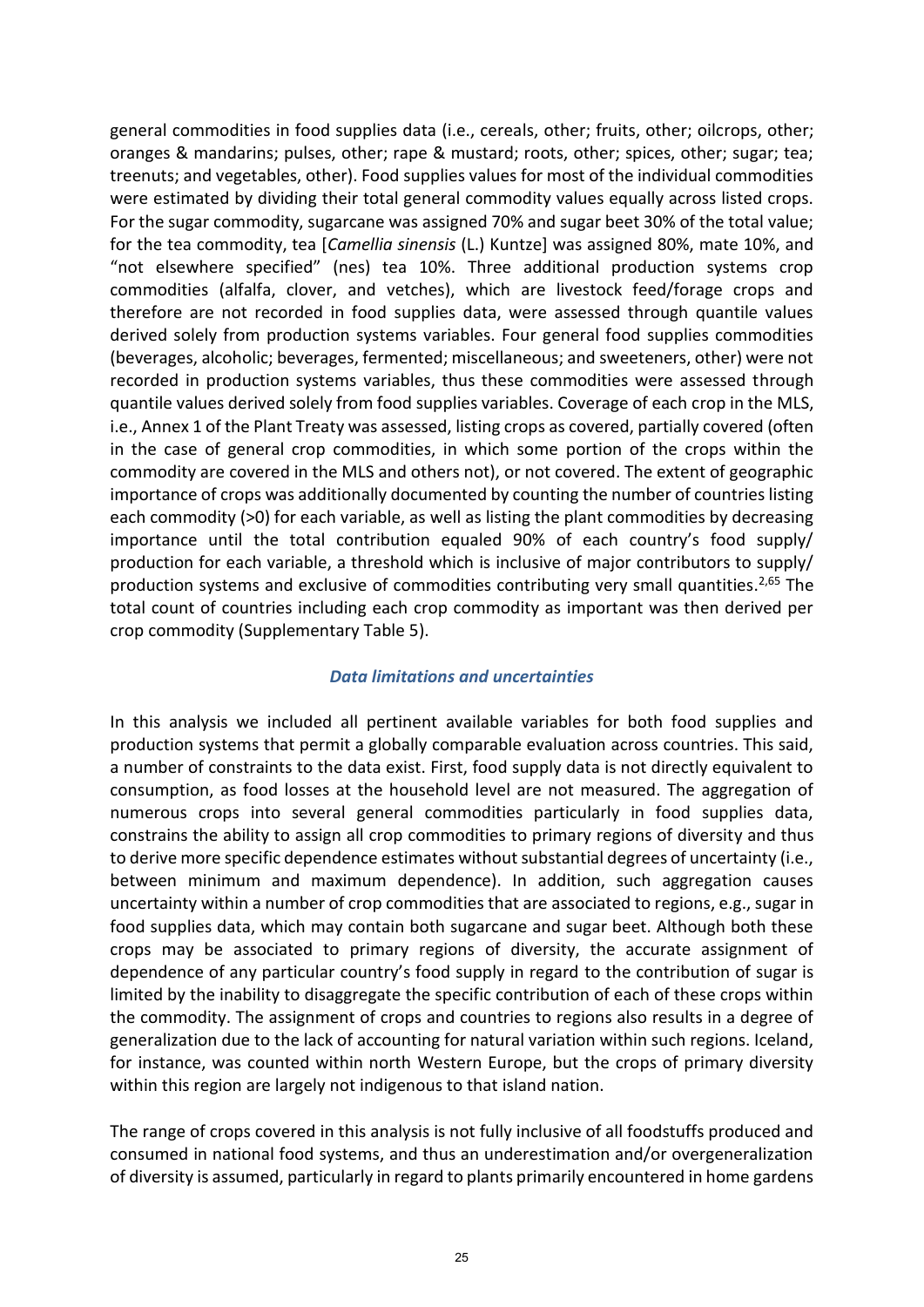general commodities in food supplies data (i.e., cereals, other; fruits, other; oilcrops, other; oranges & mandarins; pulses, other; rape & mustard; roots, other; spices, other; sugar; tea; treenuts; and vegetables, other). Food supplies values for most of the individual commodities were estimated by dividing their total general commodity values equally across listed crops. For the sugar commodity, sugarcane was assigned 70% and sugar beet 30% of the total value; for the tea commodity, tea [*Camellia sinensis* (L.) Kuntze] was assigned 80%, mate 10%, and "not elsewhere specified" (nes) tea 10%. Three additional production systems crop commodities (alfalfa, clover, and vetches), which are livestock feed/forage crops and therefore are not recorded in food supplies data, were assessed through quantile values derived solely from production systems variables. Four general food supplies commodities (beverages, alcoholic; beverages, fermented; miscellaneous; and sweeteners, other) were not recorded in production systems variables, thus these commodities were assessed through quantile values derived solely from food supplies variables. Coverage of each crop in the MLS, i.e., Annex 1 of the Plant Treaty was assessed, listing crops as covered, partially covered (often in the case of general crop commodities, in which some portion of the crops within the commodity are covered in the MLS and others not), or not covered. The extent of geographic importance of crops was additionally documented by counting the number of countries listing each commodity (>0) for each variable, as well as listing the plant commodities by decreasing importance until the total contribution equaled 90% of each country's food supply/ production for each variable, a threshold which is inclusive of major contributors to supply/ production systems and exclusive of commodities contributing very small quantities.[2,65] The total count of countries including each crop commodity as important was then derived per crop commodity (Supplementary Table 5).

### *Data limitations and uncertainties*

In this analysis we included all pertinent available variables for both food supplies and production systems that permit a globally comparable evaluation across countries. This said, a number of constraints to the data exist. First, food supply data is not directly equivalent to consumption, as food losses at the household level are not measured. The aggregation of numerous crops into several general commodities particularly in food supplies data, constrains the ability to assign all crop commodities to primary regions of diversity and thus to derive more specific dependence estimates without substantial degrees of uncertainty (i.e., between minimum and maximum dependence). In addition, such aggregation causes uncertainty within a number of crop commodities that are associated to regions, e.g., sugar in food supplies data, which may contain both sugarcane and sugar beet. Although both these crops may be associated to primary regions of diversity, the accurate assignment of dependence of any particular country's food supply in regard to the contribution of sugar is limited by the inability to disaggregate the specific contribution of each of these crops within the commodity. The assignment of crops and countries to regions also results in a degree of generalization due to the lack of accounting for natural variation within such regions. Iceland, for instance, was counted within north Western Europe, but the crops of primary diversity within this region are largely not indigenous to that island nation.

The range of crops covered in this analysis is not fully inclusive of all foodstuffs produced and consumed in national food systems, and thus an underestimation and/or overgeneralization of diversity is assumed, particularly in regard to plants primarily encountered in home gardens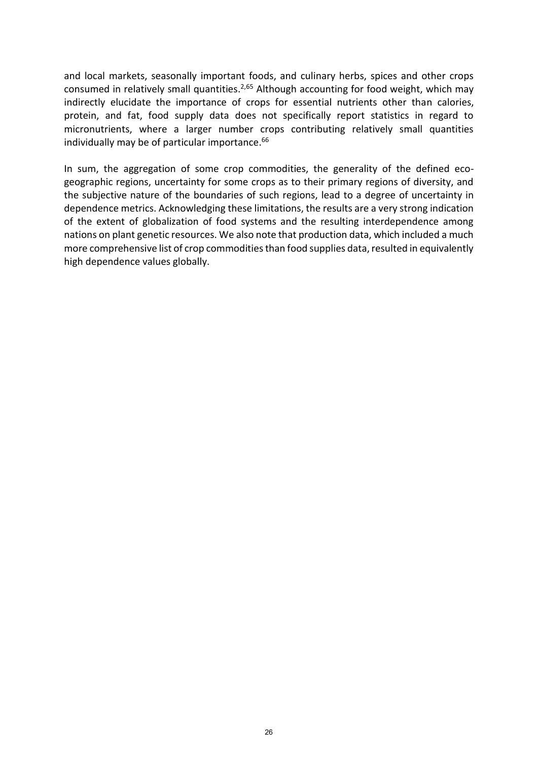and local markets, seasonally important foods, and culinary herbs, spices and other crops consumed in relatively small quantities.[2,65] Although accounting for food weight, which may indirectly elucidate the importance of crops for essential nutrients other than calories, protein, and fat, food supply data does not specifically report statistics in regard to micronutrients, where a larger number crops contributing relatively small quantities individually may be of particular importance.[66]

In sum, the aggregation of some crop commodities, the generality of the defined eco-geographic regions, uncertainty for some crops as to their primary regions of diversity, and the subjective nature of the boundaries of such regions, lead to a degree of uncertainty in dependence metrics. Acknowledging these limitations, the results are a very strong indication of the extent of globalization of food systems and the resulting interdependence among nations on plant genetic resources. We also note that production data, which included a much more comprehensive list of crop commodities than food supplies data, resulted in equivalently high dependence values globally.